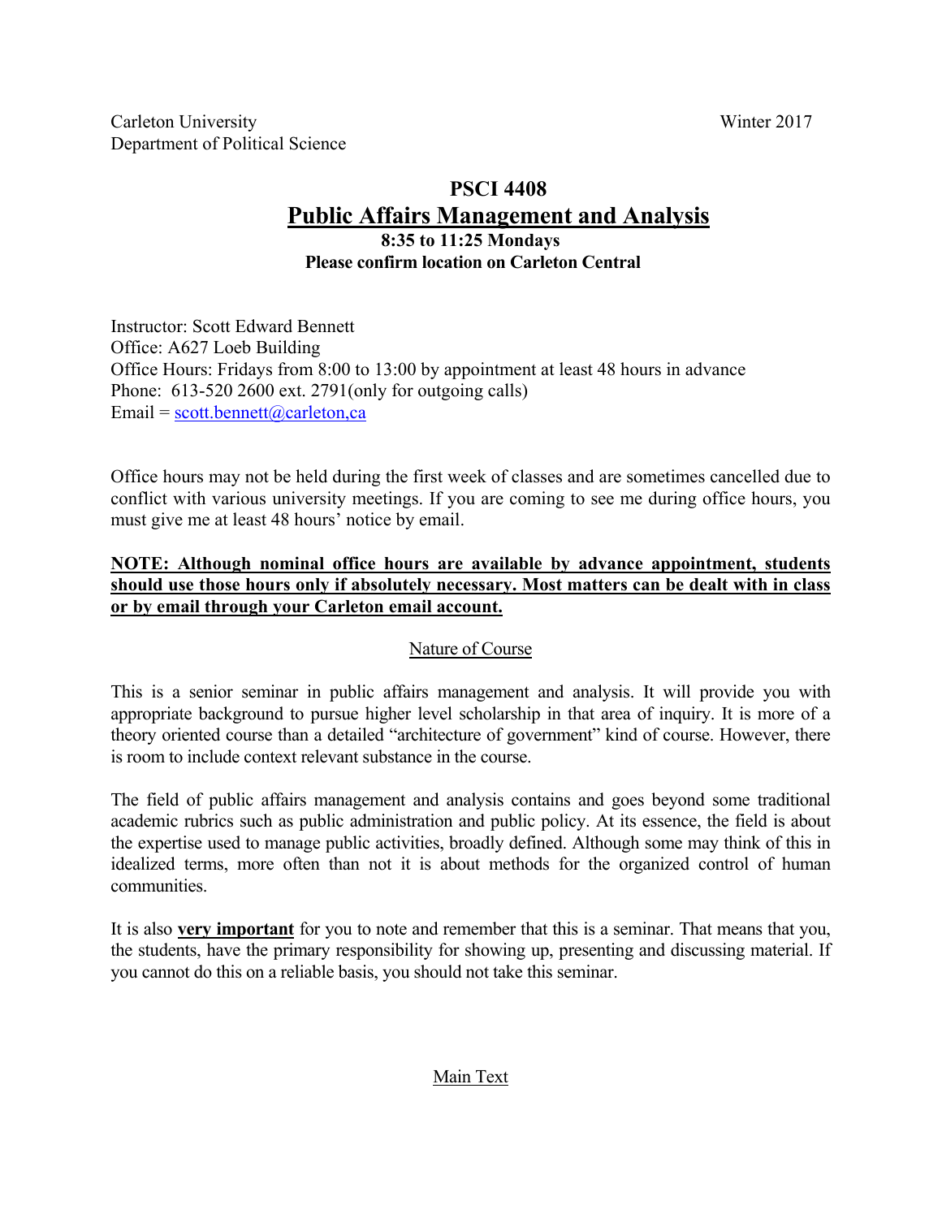Carleton University
Department of Political Science

Winter 2017

# PSCI 4408

## Public Affairs Management and Analysis

**8:35 to 11:25 Mondays**
**Please confirm location on Carleton Central**

Instructor: Scott Edward Bennett
Office: A627 Loeb Building
Office Hours: Fridays from 8:00 to 13:00 by appointment at least 48 hours in advance
Phone: 613-520 2600 ext. 2791(only for outgoing calls)
Email = scott.bennett@carleton,ca

Office hours may not be held during the first week of classes and are sometimes cancelled due to conflict with various university meetings. If you are coming to see me during office hours, you must give me at least 48 hours' notice by email.

**NOTE: Although nominal office hours are available by advance appointment, students should use those hours only if absolutely necessary. Most matters can be dealt with in class or by email through your Carleton email account.**

### Nature of Course

This is a senior seminar in public affairs management and analysis. It will provide you with appropriate background to pursue higher level scholarship in that area of inquiry. It is more of a theory oriented course than a detailed "architecture of government" kind of course. However, there is room to include context relevant substance in the course.

The field of public affairs management and analysis contains and goes beyond some traditional academic rubrics such as public administration and public policy. At its essence, the field is about the expertise used to manage public activities, broadly defined. Although some may think of this in idealized terms, more often than not it is about methods for the organized control of human communities.

It is also **very important** for you to note and remember that this is a seminar. That means that you, the students, have the primary responsibility for showing up, presenting and discussing material. If you cannot do this on a reliable basis, you should not take this seminar.

### Main Text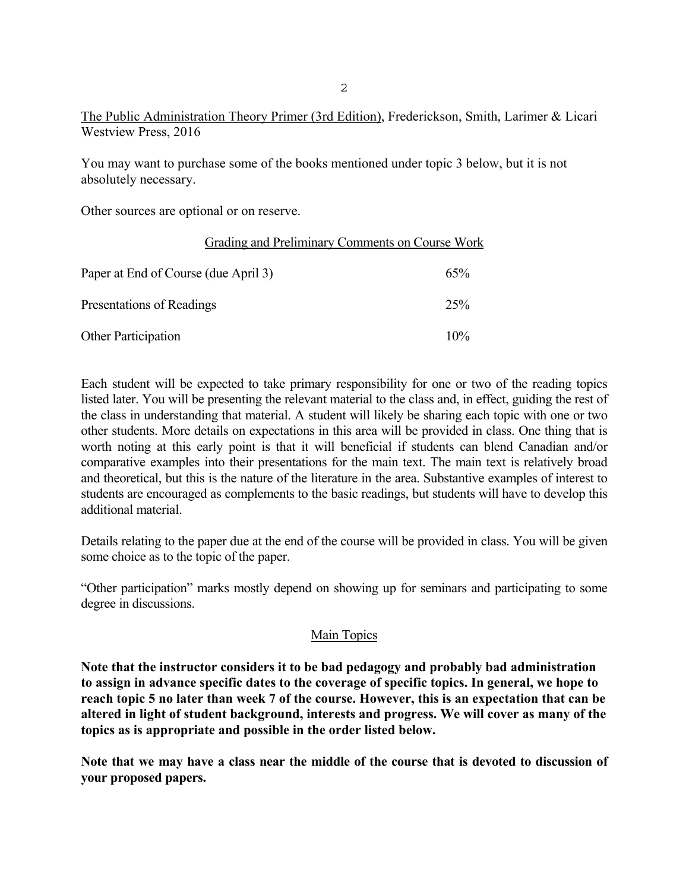The Public Administration Theory Primer (3rd Edition), Frederickson, Smith, Larimer & Licari Westview Press, 2016

You may want to purchase some of the books mentioned under topic 3 below, but it is not absolutely necessary.

Other sources are optional or on reserve.

## Grading and Preliminary Comments on Course Work

| | |
|---|---|
| Paper at End of Course (due April 3) | 65% |
| Presentations of Readings | 25% |
| Other Participation | 10% |

Each student will be expected to take primary responsibility for one or two of the reading topics listed later. You will be presenting the relevant material to the class and, in effect, guiding the rest of the class in understanding that material. A student will likely be sharing each topic with one or two other students. More details on expectations in this area will be provided in class. One thing that is worth noting at this early point is that it will beneficial if students can blend Canadian and/or comparative examples into their presentations for the main text. The main text is relatively broad and theoretical, but this is the nature of the literature in the area. Substantive examples of interest to students are encouraged as complements to the basic readings, but students will have to develop this additional material.

Details relating to the paper due at the end of the course will be provided in class. You will be given some choice as to the topic of the paper.

"Other participation" marks mostly depend on showing up for seminars and participating to some degree in discussions.

## Main Topics

**Note that the instructor considers it to be bad pedagogy and probably bad administration to assign in advance specific dates to the coverage of specific topics. In general, we hope to reach topic 5 no later than week 7 of the course. However, this is an expectation that can be altered in light of student background, interests and progress. We will cover as many of the topics as is appropriate and possible in the order listed below.**

**Note that we may have a class near the middle of the course that is devoted to discussion of your proposed papers.**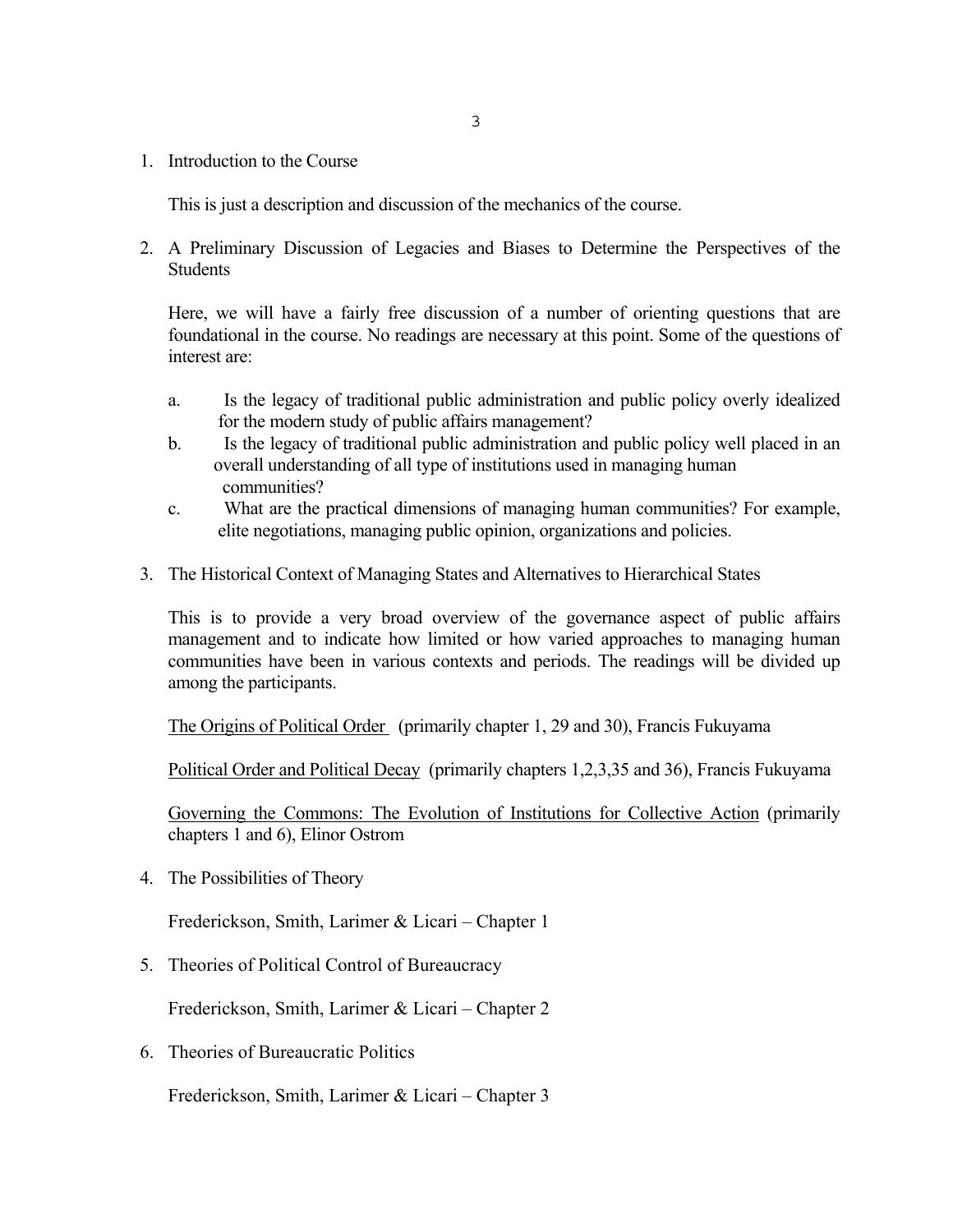1. Introduction to the Course

   This is just a description and discussion of the mechanics of the course.

2. A Preliminary Discussion of Legacies and Biases to Determine the Perspectives of the Students

   Here, we will have a fairly free discussion of a number of orienting questions that are foundational in the course. No readings are necessary at this point. Some of the questions of interest are:

   a. Is the legacy of traditional public administration and public policy overly idealized for the modern study of public affairs management?
   b. Is the legacy of traditional public administration and public policy well placed in an overall understanding of all type of institutions used in managing human communities?
   c. What are the practical dimensions of managing human communities? For example, elite negotiations, managing public opinion, organizations and policies.

3. The Historical Context of Managing States and Alternatives to Hierarchical States

   This is to provide a very broad overview of the governance aspect of public affairs management and to indicate how limited or how varied approaches to managing human communities have been in various contexts and periods. The readings will be divided up among the participants.

   <u>The Origins of Political Order</u> (primarily chapter 1, 29 and 30), Francis Fukuyama

   <u>Political Order and Political Decay</u> (primarily chapters 1,2,3,35 and 36), Francis Fukuyama

   <u>Governing the Commons: The Evolution of Institutions for Collective Action</u> (primarily chapters 1 and 6), Elinor Ostrom

4. The Possibilities of Theory

   Frederickson, Smith, Larimer & Licari – Chapter 1

5. Theories of Political Control of Bureaucracy

   Frederickson, Smith, Larimer & Licari – Chapter 2

6. Theories of Bureaucratic Politics

   Frederickson, Smith, Larimer & Licari – Chapter 3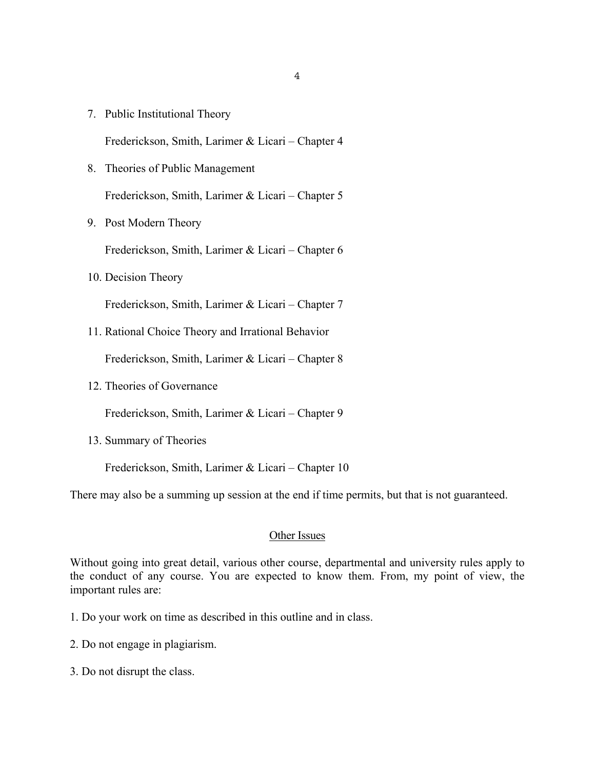7. Public Institutional Theory

   Frederickson, Smith, Larimer & Licari – Chapter 4

8. Theories of Public Management

   Frederickson, Smith, Larimer & Licari – Chapter 5

9. Post Modern Theory

   Frederickson, Smith, Larimer & Licari – Chapter 6

10. Decision Theory

    Frederickson, Smith, Larimer & Licari – Chapter 7

11. Rational Choice Theory and Irrational Behavior

    Frederickson, Smith, Larimer & Licari – Chapter 8

12. Theories of Governance

    Frederickson, Smith, Larimer & Licari – Chapter 9

13. Summary of Theories

    Frederickson, Smith, Larimer & Licari – Chapter 10

There may also be a summing up session at the end if time permits, but that is not guaranteed.

## Other Issues

Without going into great detail, various other course, departmental and university rules apply to the conduct of any course. You are expected to know them. From, my point of view, the important rules are:

1. Do your work on time as described in this outline and in class.

2. Do not engage in plagiarism.

3. Do not disrupt the class.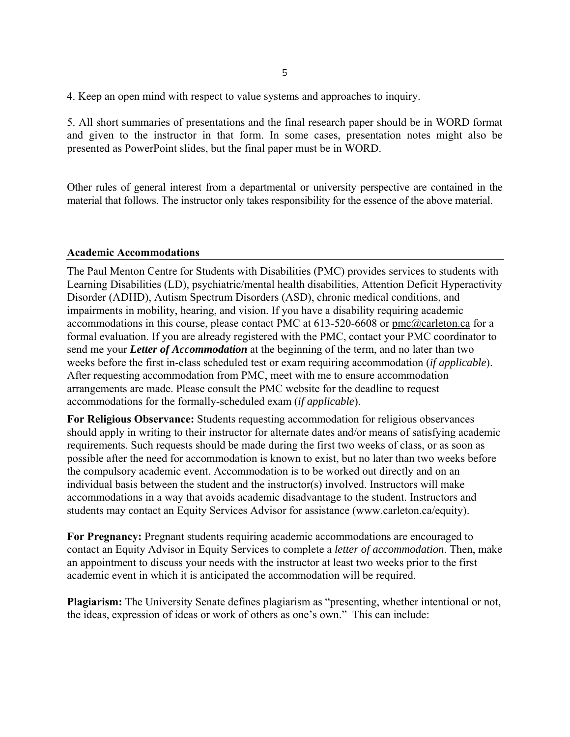4. Keep an open mind with respect to value systems and approaches to inquiry.

5. All short summaries of presentations and the final research paper should be in WORD format and given to the instructor in that form. In some cases, presentation notes might also be presented as PowerPoint slides, but the final paper must be in WORD.

Other rules of general interest from a departmental or university perspective are contained in the material that follows. The instructor only takes responsibility for the essence of the above material.

## Academic Accommodations

The Paul Menton Centre for Students with Disabilities (PMC) provides services to students with Learning Disabilities (LD), psychiatric/mental health disabilities, Attention Deficit Hyperactivity Disorder (ADHD), Autism Spectrum Disorders (ASD), chronic medical conditions, and impairments in mobility, hearing, and vision. If you have a disability requiring academic accommodations in this course, please contact PMC at 613-520-6608 or pmc@carleton.ca for a formal evaluation. If you are already registered with the PMC, contact your PMC coordinator to send me your ***Letter of Accommodation*** at the beginning of the term, and no later than two weeks before the first in-class scheduled test or exam requiring accommodation (*if applicable*). After requesting accommodation from PMC, meet with me to ensure accommodation arrangements are made. Please consult the PMC website for the deadline to request accommodations for the formally-scheduled exam (*if applicable*).

**For Religious Observance:** Students requesting accommodation for religious observances should apply in writing to their instructor for alternate dates and/or means of satisfying academic requirements. Such requests should be made during the first two weeks of class, or as soon as possible after the need for accommodation is known to exist, but no later than two weeks before the compulsory academic event. Accommodation is to be worked out directly and on an individual basis between the student and the instructor(s) involved. Instructors will make accommodations in a way that avoids academic disadvantage to the student. Instructors and students may contact an Equity Services Advisor for assistance (www.carleton.ca/equity).

**For Pregnancy:** Pregnant students requiring academic accommodations are encouraged to contact an Equity Advisor in Equity Services to complete a *letter of accommodation*. Then, make an appointment to discuss your needs with the instructor at least two weeks prior to the first academic event in which it is anticipated the accommodation will be required.

**Plagiarism:** The University Senate defines plagiarism as "presenting, whether intentional or not, the ideas, expression of ideas or work of others as one's own." This can include: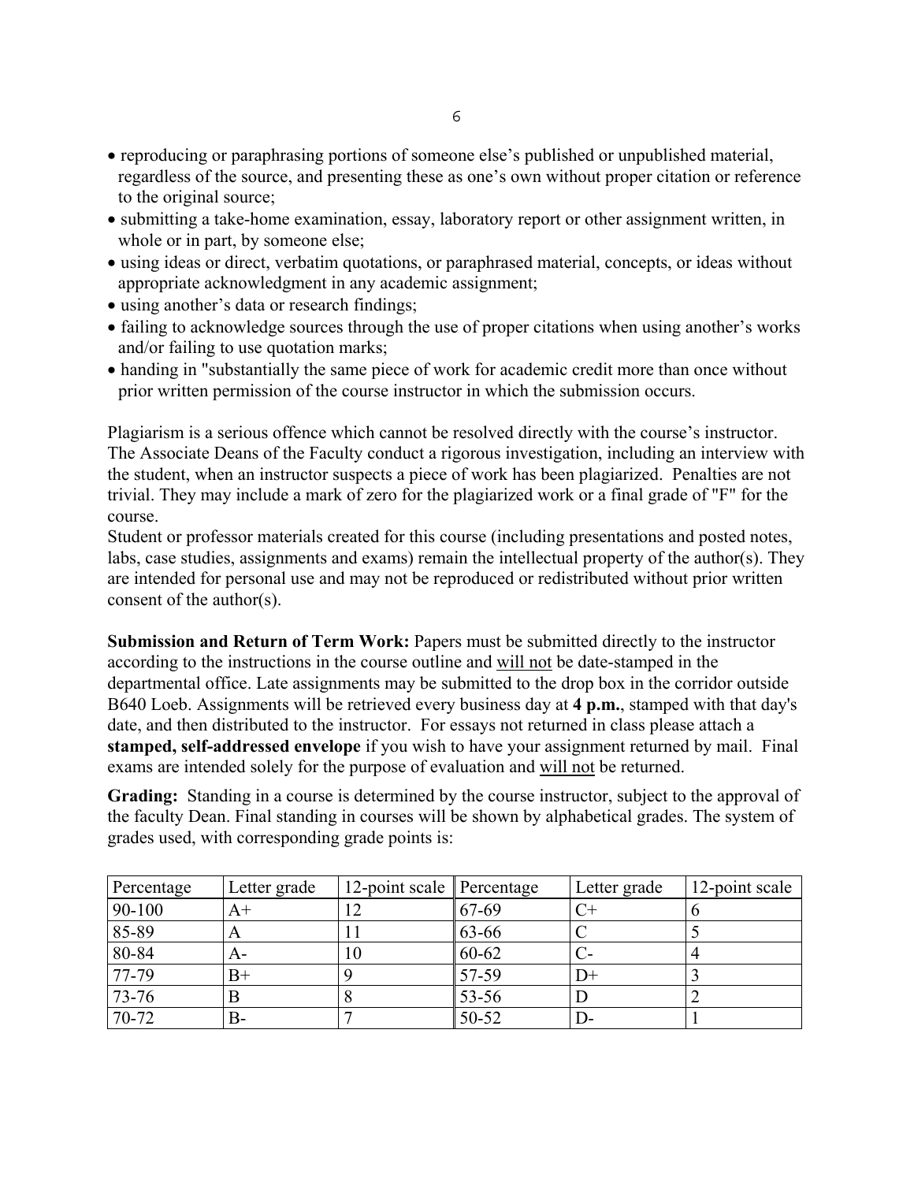- reproducing or paraphrasing portions of someone else's published or unpublished material, regardless of the source, and presenting these as one's own without proper citation or reference to the original source;
- submitting a take-home examination, essay, laboratory report or other assignment written, in whole or in part, by someone else;
- using ideas or direct, verbatim quotations, or paraphrased material, concepts, or ideas without appropriate acknowledgment in any academic assignment;
- using another's data or research findings;
- failing to acknowledge sources through the use of proper citations when using another's works and/or failing to use quotation marks;
- handing in "substantially the same piece of work for academic credit more than once without prior written permission of the course instructor in which the submission occurs.

Plagiarism is a serious offence which cannot be resolved directly with the course's instructor. The Associate Deans of the Faculty conduct a rigorous investigation, including an interview with the student, when an instructor suspects a piece of work has been plagiarized. Penalties are not trivial. They may include a mark of zero for the plagiarized work or a final grade of "F" for the course.
Student or professor materials created for this course (including presentations and posted notes, labs, case studies, assignments and exams) remain the intellectual property of the author(s). They are intended for personal use and may not be reproduced or redistributed without prior written consent of the author(s).

**Submission and Return of Term Work:** Papers must be submitted directly to the instructor according to the instructions in the course outline and <u>will not</u> be date-stamped in the departmental office. Late assignments may be submitted to the drop box in the corridor outside B640 Loeb. Assignments will be retrieved every business day at **4 p.m.**, stamped with that day's date, and then distributed to the instructor. For essays not returned in class please attach a **stamped, self-addressed envelope** if you wish to have your assignment returned by mail. Final exams are intended solely for the purpose of evaluation and <u>will not</u> be returned.

**Grading:** Standing in a course is determined by the course instructor, subject to the approval of the faculty Dean. Final standing in courses will be shown by alphabetical grades. The system of grades used, with corresponding grade points is:

| Percentage | Letter grade | 12-point scale | Percentage | Letter grade | 12-point scale |
|---|---|---|---|---|---|
| 90-100 | A+ | 12 | 67-69 | C+ | 6 |
| 85-89 | A | 11 | 63-66 | C | 5 |
| 80-84 | A- | 10 | 60-62 | C- | 4 |
| 77-79 | B+ | 9 | 57-59 | D+ | 3 |
| 73-76 | B | 8 | 53-56 | D | 2 |
| 70-72 | B- | 7 | 50-52 | D- | 1 |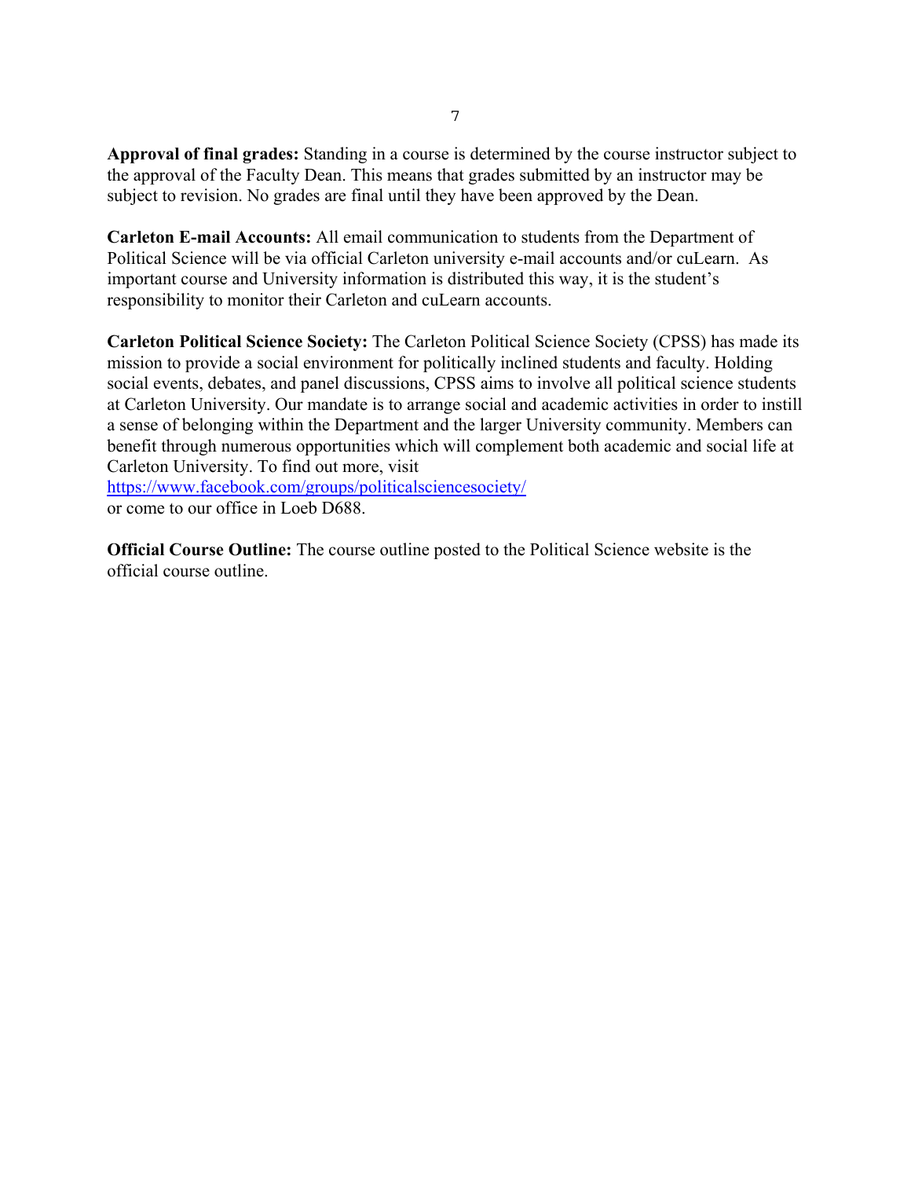**Approval of final grades:** Standing in a course is determined by the course instructor subject to the approval of the Faculty Dean. This means that grades submitted by an instructor may be subject to revision. No grades are final until they have been approved by the Dean.

**Carleton E-mail Accounts:** All email communication to students from the Department of Political Science will be via official Carleton university e-mail accounts and/or cuLearn. As important course and University information is distributed this way, it is the student's responsibility to monitor their Carleton and cuLearn accounts.

**Carleton Political Science Society:** The Carleton Political Science Society (CPSS) has made its mission to provide a social environment for politically inclined students and faculty. Holding social events, debates, and panel discussions, CPSS aims to involve all political science students at Carleton University. Our mandate is to arrange social and academic activities in order to instill a sense of belonging within the Department and the larger University community. Members can benefit through numerous opportunities which will complement both academic and social life at Carleton University. To find out more, visit
https://www.facebook.com/groups/politicalsciencesociety/
or come to our office in Loeb D688.

**Official Course Outline:** The course outline posted to the Political Science website is the official course outline.